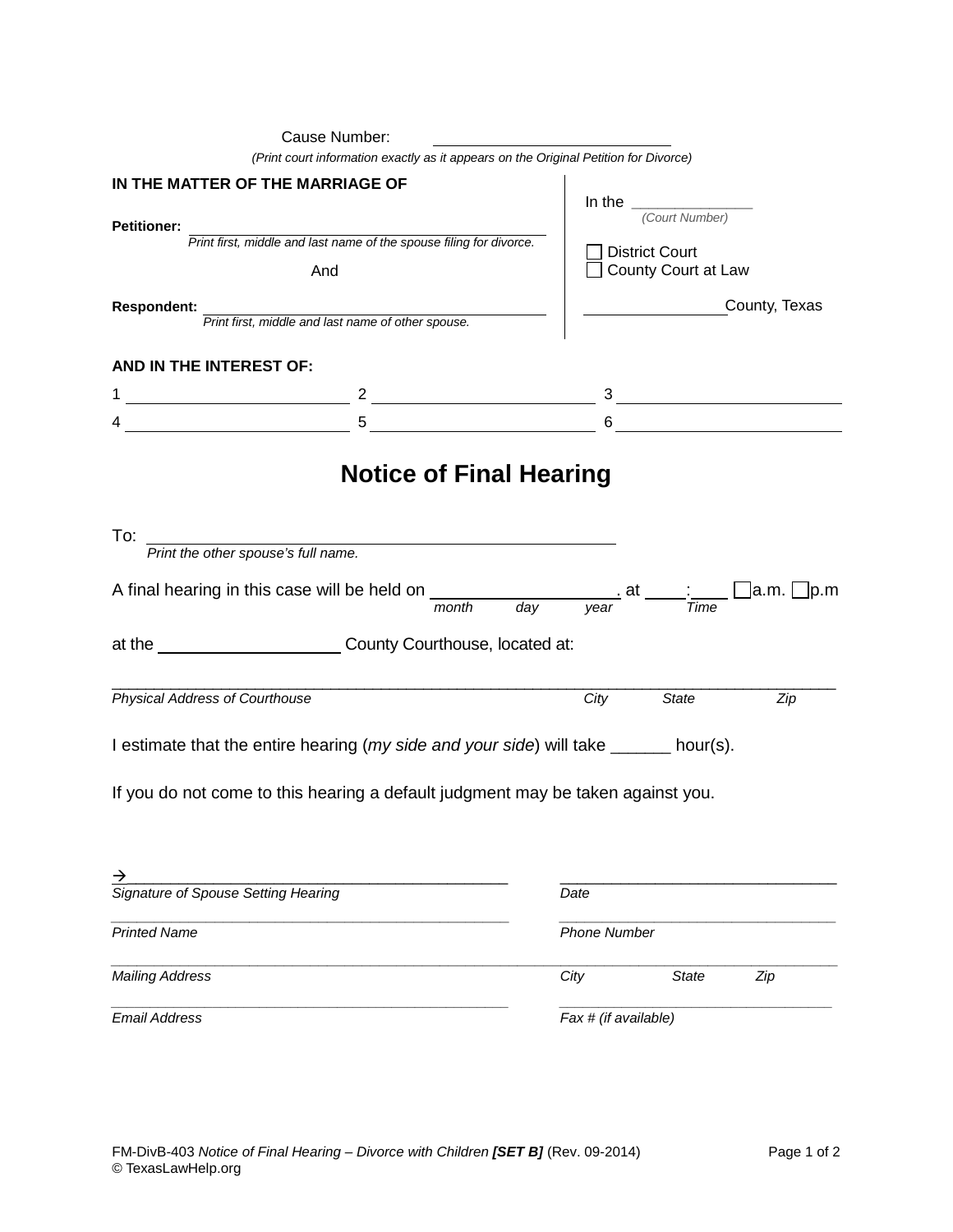Cause Number: ____________________________

*(Print court information exactly as it appears on the Original Petition for Divorce)*

**IN THE MATTER OF THE MARRIAGE OF**

**Petitioner:** ______________________________________________
*Print first, middle and last name of the spouse filing for divorce.*

And

**Respondent:** ______________________________________________
*Print first, middle and last name of other spouse.*

In the ______________
*(Court Number)*

☐ District Court
☐ County Court at Law

________________ County, Texas

**AND IN THE INTEREST OF:**

1 ______________________ 2 ______________________ 3 ______________________

4 ______________________ 5 ______________________ 6 ______________________

# Notice of Final Hearing

To: ____________________________________________________
*Print the other spouse's full name.*

A final hearing in this case will be held on ____________________. at ____:____ ☐a.m. ☐p.m
*month day year Time*

at the ____________________ County Courthouse, located at:

______________________________________________________________________________
*Physical Address of Courthouse City State Zip*

I estimate that the entire hearing (*my side and your side*) will take ______ hour(s).

If you do not come to this hearing a default judgment may be taken against you.

→ ____________________________________________ ______________________________
*Signature of Spouse Setting Hearing* *Date*

____________________________________________ ______________________________
*Printed Name* *Phone Number*

____________________________________________ ______________________________
*Mailing Address* *City State Zip*

____________________________________________ ______________________________
*Email Address* *Fax # (if available)*

FM-DivB-403 *Notice of Final Hearing – Divorce with Children* ***[SET B]*** (Rev. 09-2014)
© TexasLawHelp.org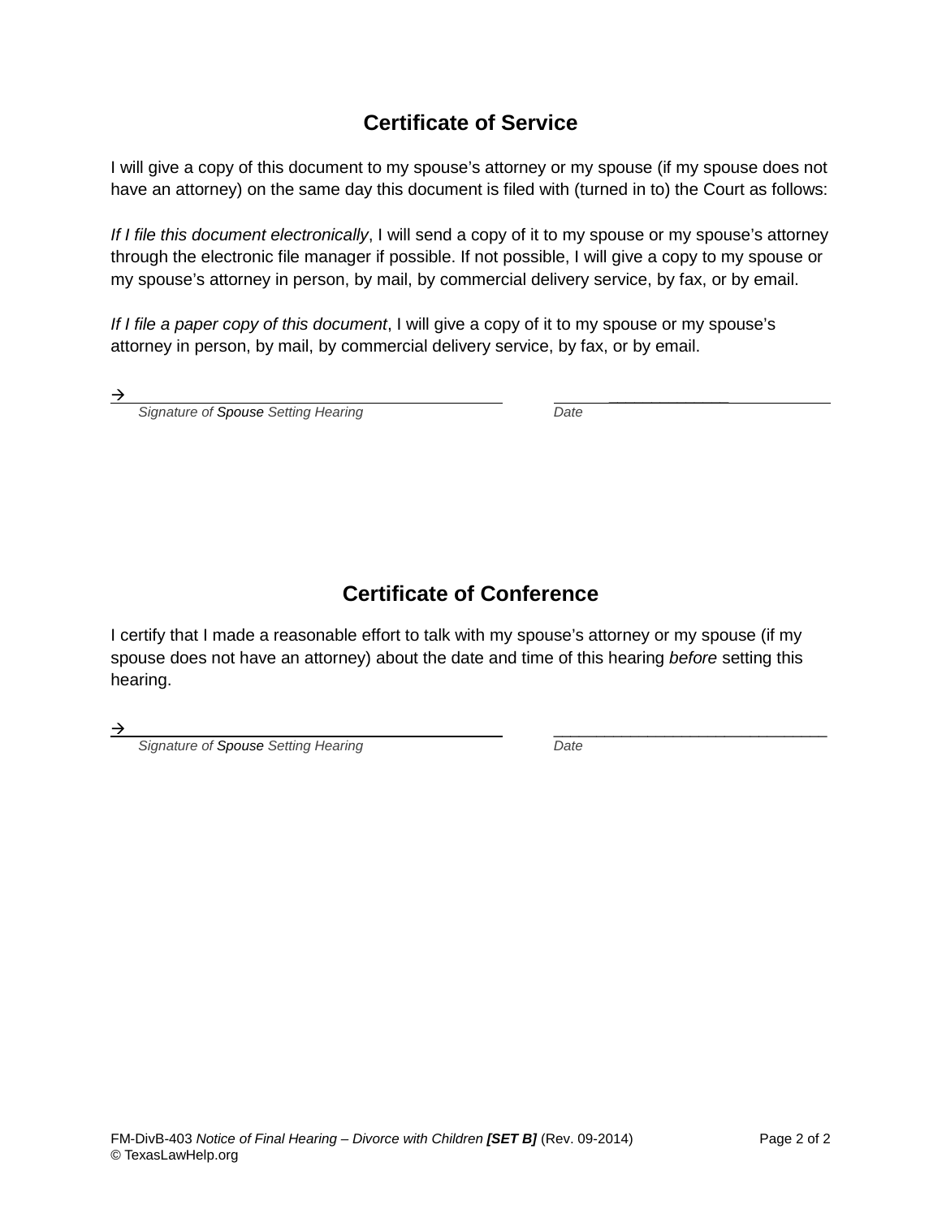## Certificate of Service

I will give a copy of this document to my spouse's attorney or my spouse (if my spouse does not have an attorney) on the same day this document is filed with (turned in to) the Court as follows:

*If I file this document electronically*, I will send a copy of it to my spouse or my spouse's attorney through the electronic file manager if possible. If not possible, I will give a copy to my spouse or my spouse's attorney in person, by mail, by commercial delivery service, by fax, or by email.

*If I file a paper copy of this document*, I will give a copy of it to my spouse or my spouse's attorney in person, by mail, by commercial delivery service, by fax, or by email.

→ ___________________________________________ ______________________________
*Signature of Spouse Setting Hearing* *Date*

## Certificate of Conference

I certify that I made a reasonable effort to talk with my spouse's attorney or my spouse (if my spouse does not have an attorney) about the date and time of this hearing *before* setting this hearing.

→ ___________________________________________ ______________________________
*Signature of Spouse Setting Hearing* *Date*

FM-DivB-403 *Notice of Final Hearing – Divorce with Children* ***[SET B]*** (Rev. 09-2014)
© TexasLawHelp.org